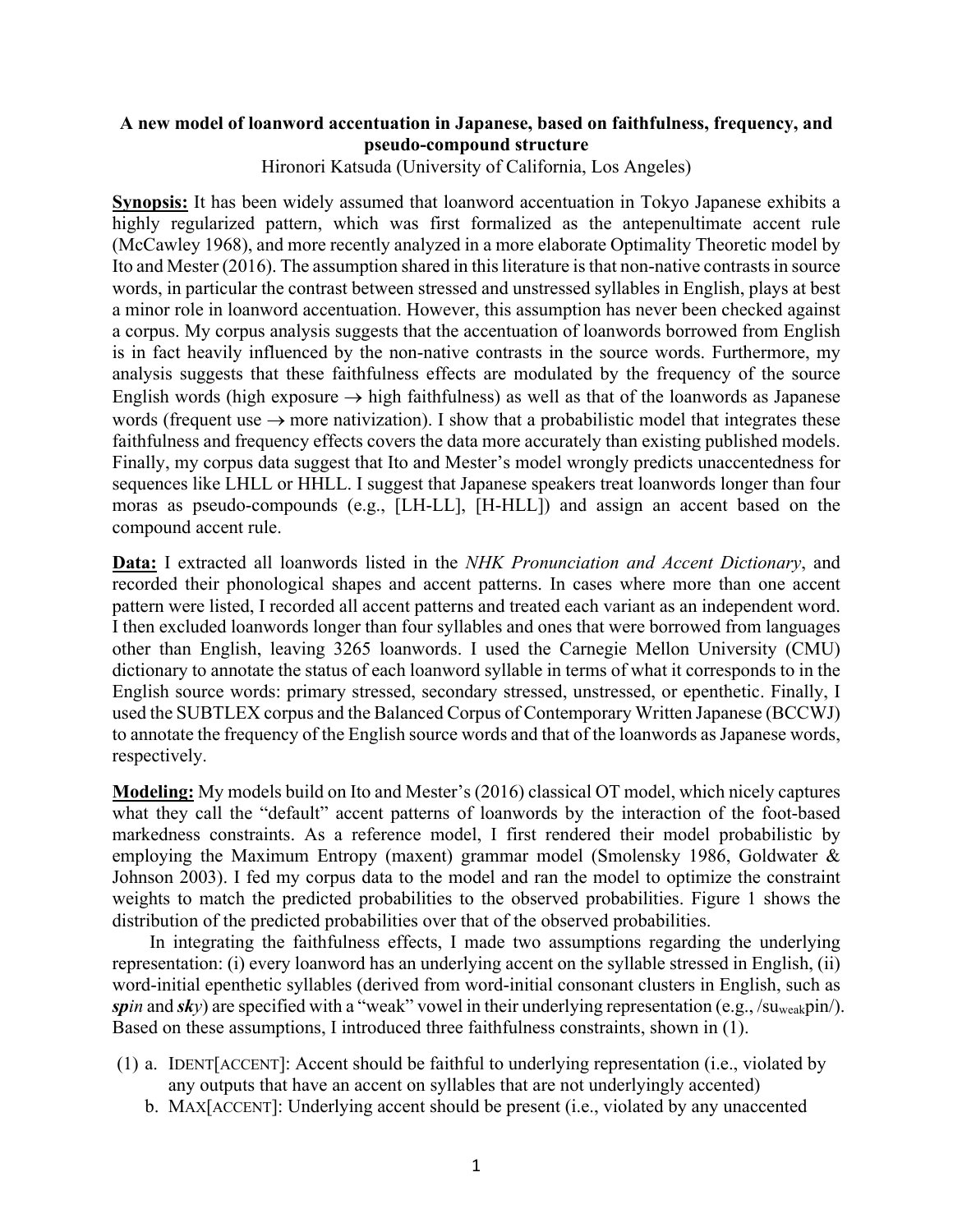**A new model of loanword accentuation in Japanese, based on faithfulness, frequency, and pseudo-compound structure**

Hironori Katsuda (University of California, Los Angeles)

**Synopsis:** It has been widely assumed that loanword accentuation in Tokyo Japanese exhibits a highly regularized pattern, which was first formalized as the antepenultimate accent rule (McCawley 1968), and more recently analyzed in a more elaborate Optimality Theoretic model by Ito and Mester (2016). The assumption shared in this literature is that non-native contrasts in source words, in particular the contrast between stressed and unstressed syllables in English, plays at best a minor role in loanword accentuation. However, this assumption has never been checked against a corpus. My corpus analysis suggests that the accentuation of loanwords borrowed from English is in fact heavily influenced by the non-native contrasts in the source words. Furthermore, my analysis suggests that these faithfulness effects are modulated by the frequency of the source English words (high exposure → high faithfulness) as well as that of the loanwords as Japanese words (frequent use → more nativization). I show that a probabilistic model that integrates these faithfulness and frequency effects covers the data more accurately than existing published models. Finally, my corpus data suggest that Ito and Mester's model wrongly predicts unaccentedness for sequences like LHLL or HHLL. I suggest that Japanese speakers treat loanwords longer than four moras as pseudo-compounds (e.g., [LH-LL], [H-HLL]) and assign an accent based on the compound accent rule.

**Data:** I extracted all loanwords listed in the *NHK Pronunciation and Accent Dictionary*, and recorded their phonological shapes and accent patterns. In cases where more than one accent pattern were listed, I recorded all accent patterns and treated each variant as an independent word. I then excluded loanwords longer than four syllables and ones that were borrowed from languages other than English, leaving 3265 loanwords. I used the Carnegie Mellon University (CMU) dictionary to annotate the status of each loanword syllable in terms of what it corresponds to in the English source words: primary stressed, secondary stressed, unstressed, or epenthetic. Finally, I used the SUBTLEX corpus and the Balanced Corpus of Contemporary Written Japanese (BCCWJ) to annotate the frequency of the English source words and that of the loanwords as Japanese words, respectively.

**Modeling:** My models build on Ito and Mester's (2016) classical OT model, which nicely captures what they call the "default" accent patterns of loanwords by the interaction of the foot-based markedness constraints. As a reference model, I first rendered their model probabilistic by employing the Maximum Entropy (maxent) grammar model (Smolensky 1986, Goldwater & Johnson 2003). I fed my corpus data to the model and ran the model to optimize the constraint weights to match the predicted probabilities to the observed probabilities. Figure 1 shows the distribution of the predicted probabilities over that of the observed probabilities.

In integrating the faithfulness effects, I made two assumptions regarding the underlying representation: (i) every loanword has an underlying accent on the syllable stressed in English, (ii) word-initial epenthetic syllables (derived from word-initial consonant clusters in English, such as ***sp**in* and ***sk**y*) are specified with a "weak" vowel in their underlying representation (e.g., /$\text{su}_{\text{weak}}$pin/). Based on these assumptions, I introduced three faithfulness constraints, shown in (1).

(1) a. IDENT[ACCENT]: Accent should be faithful to underlying representation (i.e., violated by any outputs that have an accent on syllables that are not underlyingly accented)

b. MAX[ACCENT]: Underlying accent should be present (i.e., violated by any unaccented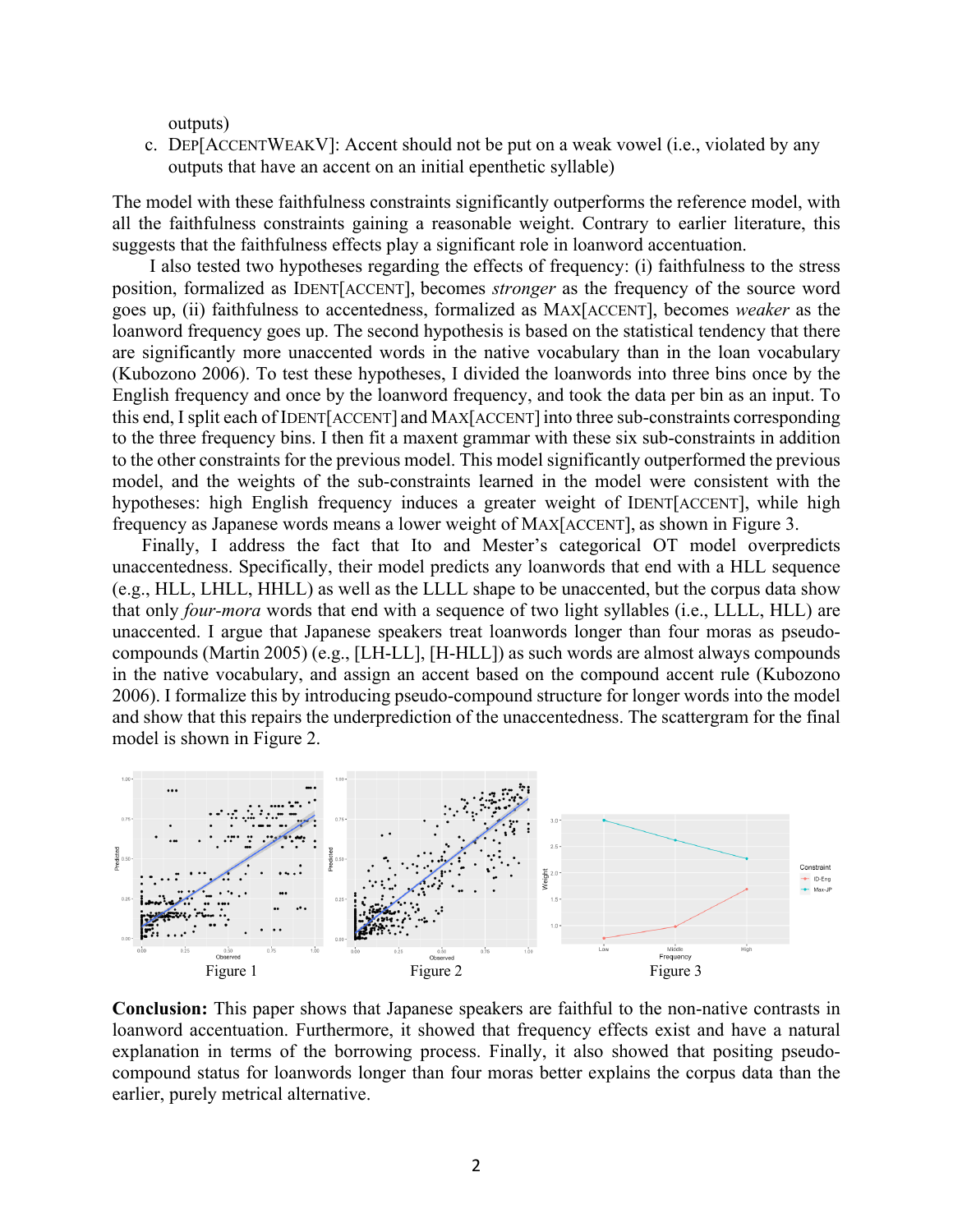outputs)

c. DEP[ACCENTWEAKV]: Accent should not be put on a weak vowel (i.e., violated by any outputs that have an accent on an initial epenthetic syllable)

The model with these faithfulness constraints significantly outperforms the reference model, with all the faithfulness constraints gaining a reasonable weight. Contrary to earlier literature, this suggests that the faithfulness effects play a significant role in loanword accentuation.

I also tested two hypotheses regarding the effects of frequency: (i) faithfulness to the stress position, formalized as IDENT[ACCENT], becomes *stronger* as the frequency of the source word goes up, (ii) faithfulness to accentedness, formalized as MAX[ACCENT], becomes *weaker* as the loanword frequency goes up. The second hypothesis is based on the statistical tendency that there are significantly more unaccented words in the native vocabulary than in the loan vocabulary (Kubozono 2006). To test these hypotheses, I divided the loanwords into three bins once by the English frequency and once by the loanword frequency, and took the data per bin as an input. To this end, I split each of IDENT[ACCENT] and MAX[ACCENT] into three sub-constraints corresponding to the three frequency bins. I then fit a maxent grammar with these six sub-constraints in addition to the other constraints for the previous model. This model significantly outperformed the previous model, and the weights of the sub-constraints learned in the model were consistent with the hypotheses: high English frequency induces a greater weight of IDENT[ACCENT], while high frequency as Japanese words means a lower weight of MAX[ACCENT], as shown in Figure 3.

Finally, I address the fact that Ito and Mester's categorical OT model overpredicts unaccentedness. Specifically, their model predicts any loanwords that end with a HLL sequence (e.g., HLL, LHLL, HHLL) as well as the LLLL shape to be unaccented, but the corpus data show that only *four-mora* words that end with a sequence of two light syllables (i.e., LLLL, HLL) are unaccented. I argue that Japanese speakers treat loanwords longer than four moras as pseudo-compounds (Martin 2005) (e.g., [LH-LL], [H-HLL]) as such words are almost always compounds in the native vocabulary, and assign an accent based on the compound accent rule (Kubozono 2006). I formalize this by introducing pseudo-compound structure for longer words into the model and show that this repairs the underprediction of the unaccentedness. The scattergram for the final model is shown in Figure 2.

Predicted
1.00
0.75
0.50
0.25
0.00
0.00 0.25 0.50 0.75 1.00
Observed

Figure 1

Predicted
1.00
0.75
0.50
0.25
0.00
0.00 0.25 0.50 0.75 1.00
Observed

Figure 2

Weight
3.0
2.5
2.0
1.5
1.0
Low Middle High
Frequency
Constraint
ID-Eng
Max-JP

Figure 3

**Conclusion:** This paper shows that Japanese speakers are faithful to the non-native contrasts in loanword accentuation. Furthermore, it showed that frequency effects exist and have a natural explanation in terms of the borrowing process. Finally, it also showed that positing pseudo-compound status for loanwords longer than four moras better explains the corpus data than the earlier, purely metrical alternative.